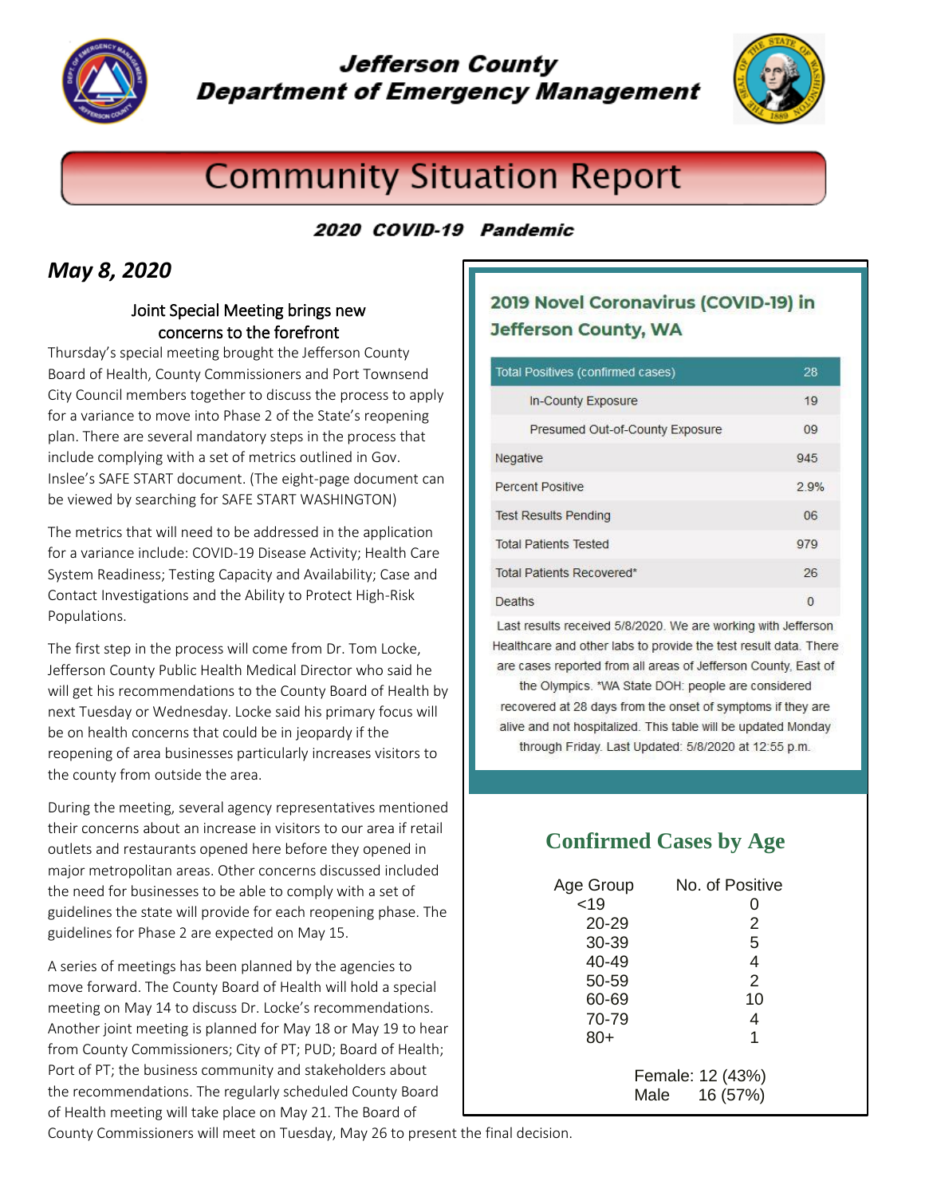# Jefferson County Department of Emergency Management

## Community Situation Report

**2020 COVID-19 Pandemic**

## *May 8, 2020*

### Joint Special Meeting brings new concerns to the forefront

Thursday's special meeting brought the Jefferson County Board of Health, County Commissioners and Port Townsend City Council members together to discuss the process to apply for a variance to move into Phase 2 of the State's reopening plan. There are several mandatory steps in the process that include complying with a set of metrics outlined in Gov. Inslee's SAFE START document. (The eight-page document can be viewed by searching for SAFE START WASHINGTON)

The metrics that will need to be addressed in the application for a variance include: COVID-19 Disease Activity; Health Care System Readiness; Testing Capacity and Availability; Case and Contact Investigations and the Ability to Protect High-Risk Populations.

The first step in the process will come from Dr. Tom Locke, Jefferson County Public Health Medical Director who said he will get his recommendations to the County Board of Health by next Tuesday or Wednesday. Locke said his primary focus will be on health concerns that could be in jeopardy if the reopening of area businesses particularly increases visitors to the county from outside the area.

During the meeting, several agency representatives mentioned their concerns about an increase in visitors to our area if retail outlets and restaurants opened here before they opened in major metropolitan areas. Other concerns discussed included the need for businesses to be able to comply with a set of guidelines the state will provide for each reopening phase. The guidelines for Phase 2 are expected on May 15.

A series of meetings has been planned by the agencies to move forward. The County Board of Health will hold a special meeting on May 14 to discuss Dr. Locke's recommendations. Another joint meeting is planned for May 18 or May 19 to hear from County Commissioners; City of PT; PUD; Board of Health; Port of PT; the business community and stakeholders about the recommendations. The regularly scheduled County Board of Health meeting will take place on May 21. The Board of County Commissioners will meet on Tuesday, May 26 to present the final decision.

### 2019 Novel Coronavirus (COVID-19) in Jefferson County, WA

| Total Positives (confirmed cases) | 28 |
|---|---|
| In-County Exposure | 19 |
| Presumed Out-of-County Exposure | 09 |
| Negative | 945 |
| Percent Positive | 2.9% |
| Test Results Pending | 06 |
| Total Patients Tested | 979 |
| Total Patients Recovered* | 26 |
| Deaths | 0 |

Last results received 5/8/2020. We are working with Jefferson Healthcare and other labs to provide the test result data. There are cases reported from all areas of Jefferson County, East of the Olympics. *WA State DOH: people are considered recovered at 28 days from the onset of symptoms if they are alive and not hospitalized. This table will be updated Monday through Friday. Last Updated: 5/8/2020 at 12:55 p.m.

### Confirmed Cases by Age

| Age Group | No. of Positive |
|---|---|
| <19 | 0 |
| 20-29 | 2 |
| 30-39 | 5 |
| 40-49 | 4 |
| 50-59 | 2 |
| 60-69 | 10 |
| 70-79 | 4 |
| 80+ | 1 |

Female: 12 (43%)
Male 16 (57%)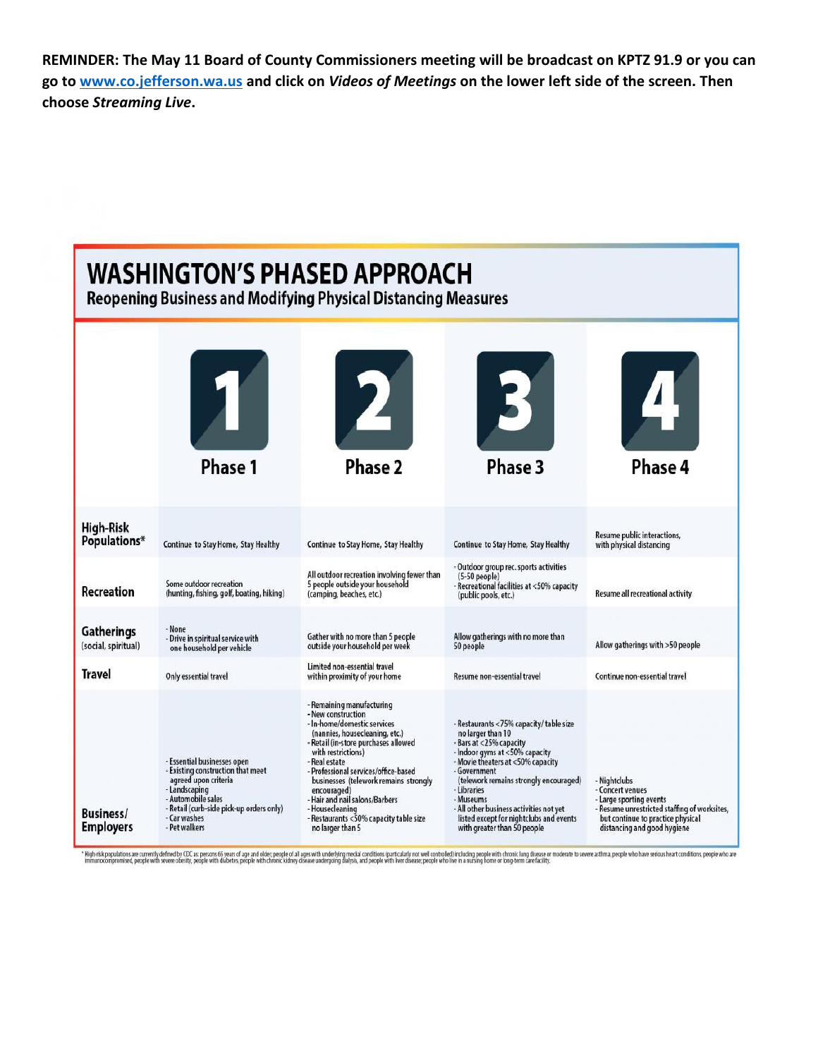**REMINDER: The May 11 Board of County Commissioners meeting will be broadcast on KPTZ 91.9 or you can go to [www.co.jefferson.wa.us](http://www.co.jefferson.wa.us) and click on *Videos of Meetings* on the lower left side of the screen. Then choose *Streaming Live*.**

# WASHINGTON'S PHASED APPROACH

## Reopening Business and Modifying Physical Distancing Measures

| | Phase 1 | Phase 2 | Phase 3 | Phase 4 |
|---|---|---|---|---|
| **High-Risk Populations*** | Continue to Stay Home, Stay Healthy | Continue to Stay Home, Stay Healthy | Continue to Stay Home, Stay Healthy | Resume public interactions, with physical distancing |
| **Recreation** | Some outdoor recreation (hunting, fishing, golf, boating, hiking) | All outdoor recreation involving fewer than 5 people outside your household (camping, beaches, etc.) | - Outdoor group rec. sports activities (5-50 people)<br>- Recreational facilities at <50% capacity (public pools, etc.) | Resume all recreational activity |
| **Gatherings** (social, spiritual) | - None<br>- Drive in spiritual service with one household per vehicle | Gather with no more than 5 people outside your household per week | Allow gatherings with no more than 50 people | Allow gatherings with >50 people |
| **Travel** | Only essential travel | Limited non-essential travel within proximity of your home | Resume non-essential travel | Continue non-essential travel |
| **Business/ Employers** | - Essential businesses open<br>- Existing construction that meet agreed upon criteria<br>- Landscaping<br>- Automobile sales<br>- Retail (curb-side pick-up orders only)<br>- Car washes<br>- Pet walkers | - Remaining manufacturing<br>- New construction<br>- In-home/domestic services (nannies, housecleaning, etc.)<br>- Retail (in-store purchases allowed with restrictions)<br>- Real estate<br>- Professional services/office-based businesses (telework remains strongly encouraged)<br>- Hair and nail salons/Barbers<br>- Housecleaning<br>- Restaurants <50% capacity table size no larger than 5 | - Restaurants <75% capacity/table size no larger than 10<br>- Bars at <25% capacity<br>- Indoor gyms at <50% capacity<br>- Movie theaters at <50% capacity<br>- Government (telework remains strongly encouraged)<br>- Libraries<br>- Museums<br>- All other business activities not yet listed except for nightclubs and events with greater than 50 people | - Nightclubs<br>- Concert venues<br>- Large sporting events<br>- Resume unrestricted staffing of worksites, but continue to practice physical distancing and good hygiene |

* High-risk populations are currently defined by CDC as persons 65 years of age and older; people of all ages with underlying medical conditions (particularly not well controlled) including people with chronic lung disease or moderate to severe asthma, people who have serious heart conditions, people who are immunocompromised, people with severe obesity, people with diabetes, people with chronic kidney disease undergoing dialysis, and people with liver disease; people who live in a nursing home or long-term care facility.